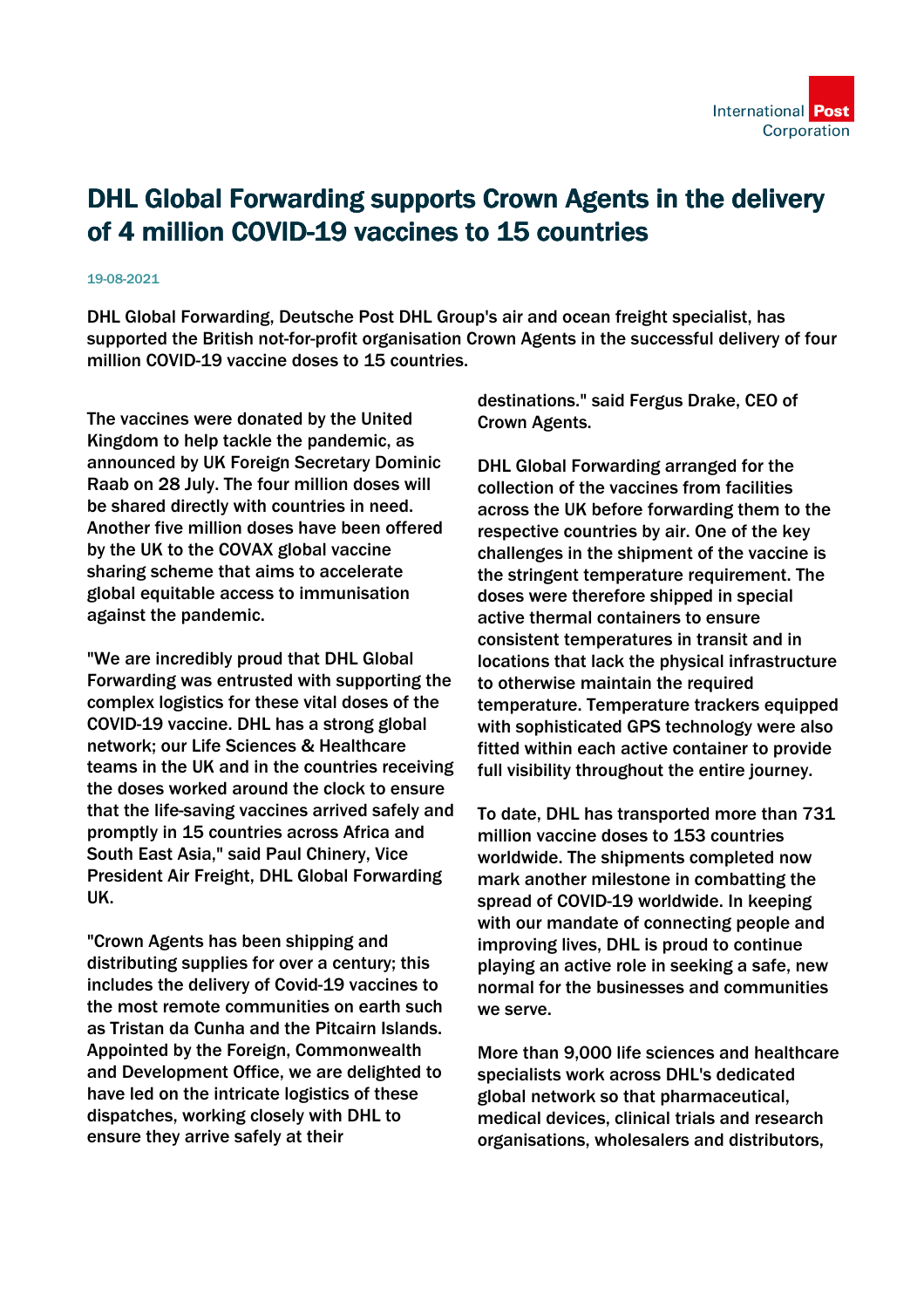# DHL Global Forwarding supports Crown Agents in the delivery of 4 million COVID-19 vaccines to 15 countries

19-08-2021

**DHL Global Forwarding, Deutsche Post DHL Group's air and ocean freight specialist, has supported the British not-for-profit organisation Crown Agents in the successful delivery of four million COVID-19 vaccine doses to 15 countries.**

The vaccines were donated by the United Kingdom to help tackle the pandemic, as announced by UK Foreign Secretary Dominic Raab on 28 July. The four million doses will be shared directly with countries in need. Another five million doses have been offered by the UK to the COVAX global vaccine sharing scheme that aims to accelerate global equitable access to immunisation against the pandemic.

"We are incredibly proud that DHL Global Forwarding was entrusted with supporting the complex logistics for these vital doses of the COVID-19 vaccine. DHL has a strong global network; our Life Sciences & Healthcare teams in the UK and in the countries receiving the doses worked around the clock to ensure that the life-saving vaccines arrived safely and promptly in 15 countries across Africa and South East Asia," said Paul Chinery, Vice President Air Freight, DHL Global Forwarding UK.

"Crown Agents has been shipping and distributing supplies for over a century; this includes the delivery of Covid-19 vaccines to the most remote communities on earth such as Tristan da Cunha and the Pitcairn Islands. Appointed by the Foreign, Commonwealth and Development Office, we are delighted to have led on the intricate logistics of these dispatches, working closely with DHL to ensure they arrive safely at their destinations." said Fergus Drake, CEO of Crown Agents.

DHL Global Forwarding arranged for the collection of the vaccines from facilities across the UK before forwarding them to the respective countries by air. One of the key challenges in the shipment of the vaccine is the stringent temperature requirement. The doses were therefore shipped in special active thermal containers to ensure consistent temperatures in transit and in locations that lack the physical infrastructure to otherwise maintain the required temperature. Temperature trackers equipped with sophisticated GPS technology were also fitted within each active container to provide full visibility throughout the entire journey.

To date, DHL has transported more than 731 million vaccine doses to 153 countries worldwide. The shipments completed now mark another milestone in combatting the spread of COVID-19 worldwide. In keeping with our mandate of connecting people and improving lives, DHL is proud to continue playing an active role in seeking a safe, new normal for the businesses and communities we serve.

More than 9,000 life sciences and healthcare specialists work across DHL's dedicated global network so that pharmaceutical, medical devices, clinical trials and research organisations, wholesalers and distributors,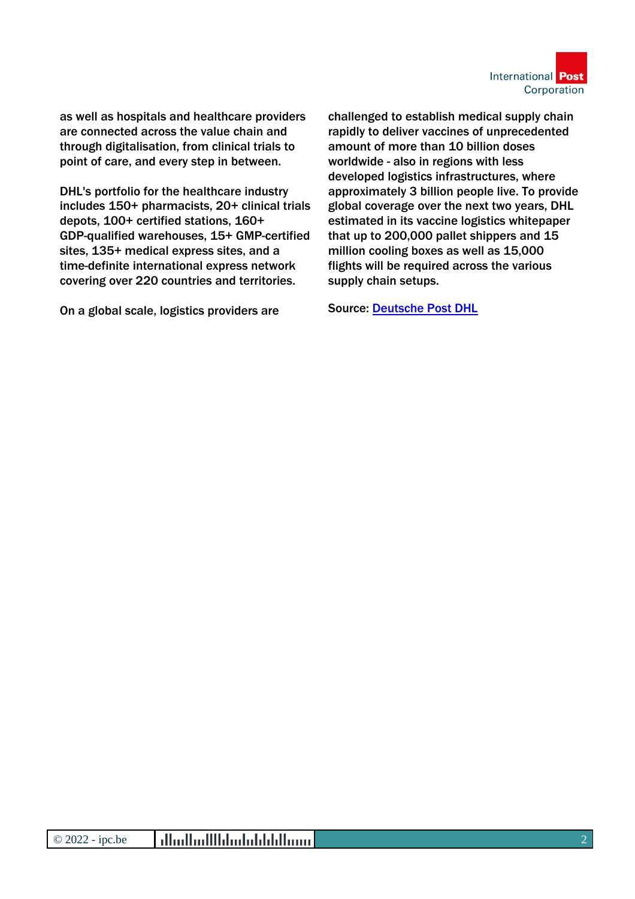as well as hospitals and healthcare providers are connected across the value chain and through digitalisation, from clinical trials to point of care, and every step in between.

DHL's portfolio for the healthcare industry includes 150+ pharmacists, 20+ clinical trials depots, 100+ certified stations, 160+ GDP-qualified warehouses, 15+ GMP-certified sites, 135+ medical express sites, and a time-definite international express network covering over 220 countries and territories.

On a global scale, logistics providers are challenged to establish medical supply chain rapidly to deliver vaccines of unprecedented amount of more than 10 billion doses worldwide - also in regions with less developed logistics infrastructures, where approximately 3 billion people live. To provide global coverage over the next two years, DHL estimated in its vaccine logistics whitepaper that up to 200,000 pallet shippers and 15 million cooling boxes as well as 15,000 flights will be required across the various supply chain setups.

Source: [Deutsche Post DHL]()